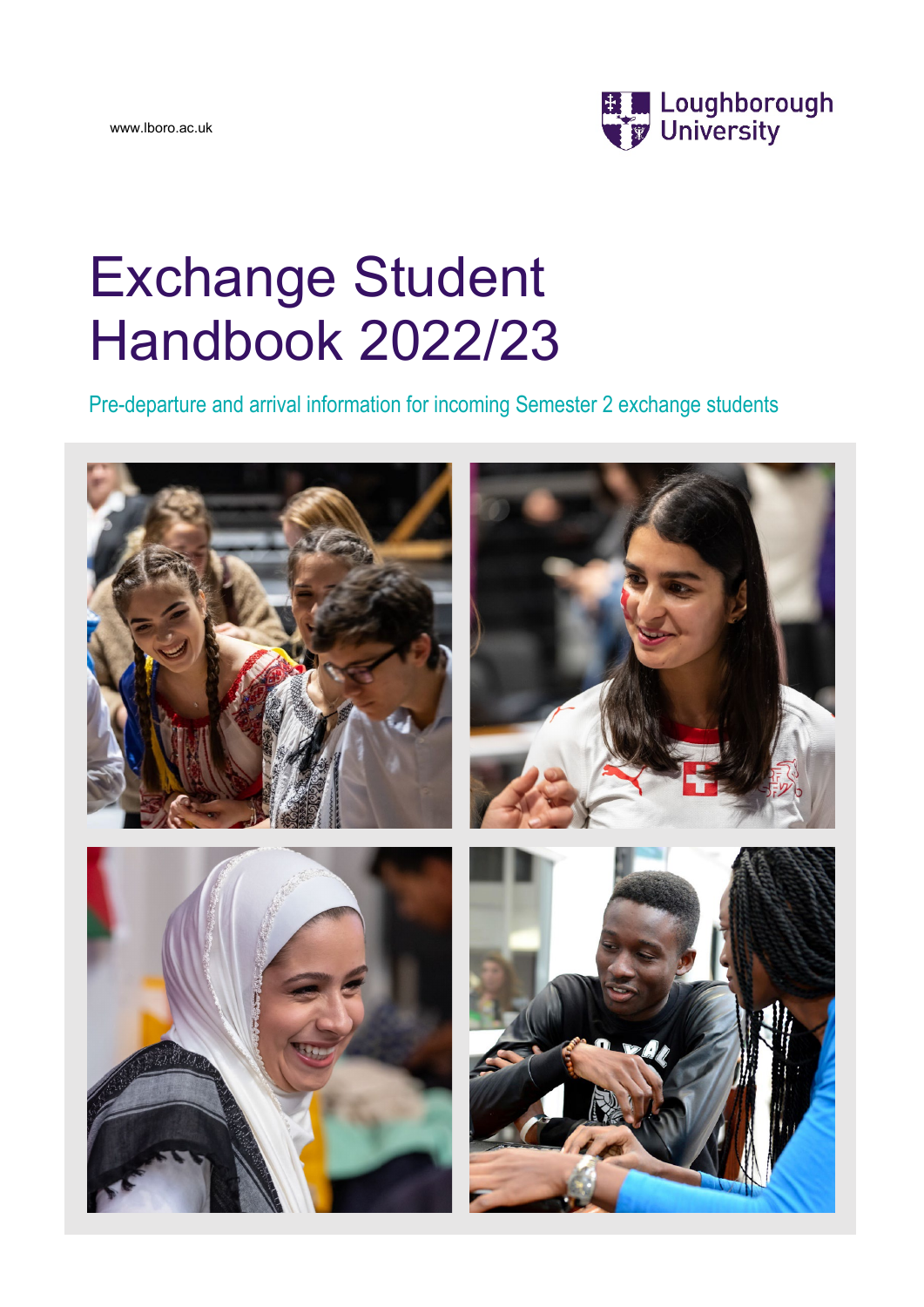www.lboro.ac.uk

Loughborough University

# Exchange Student Handbook 2022/23

Pre-departure and arrival information for incoming Semester 2 exchange students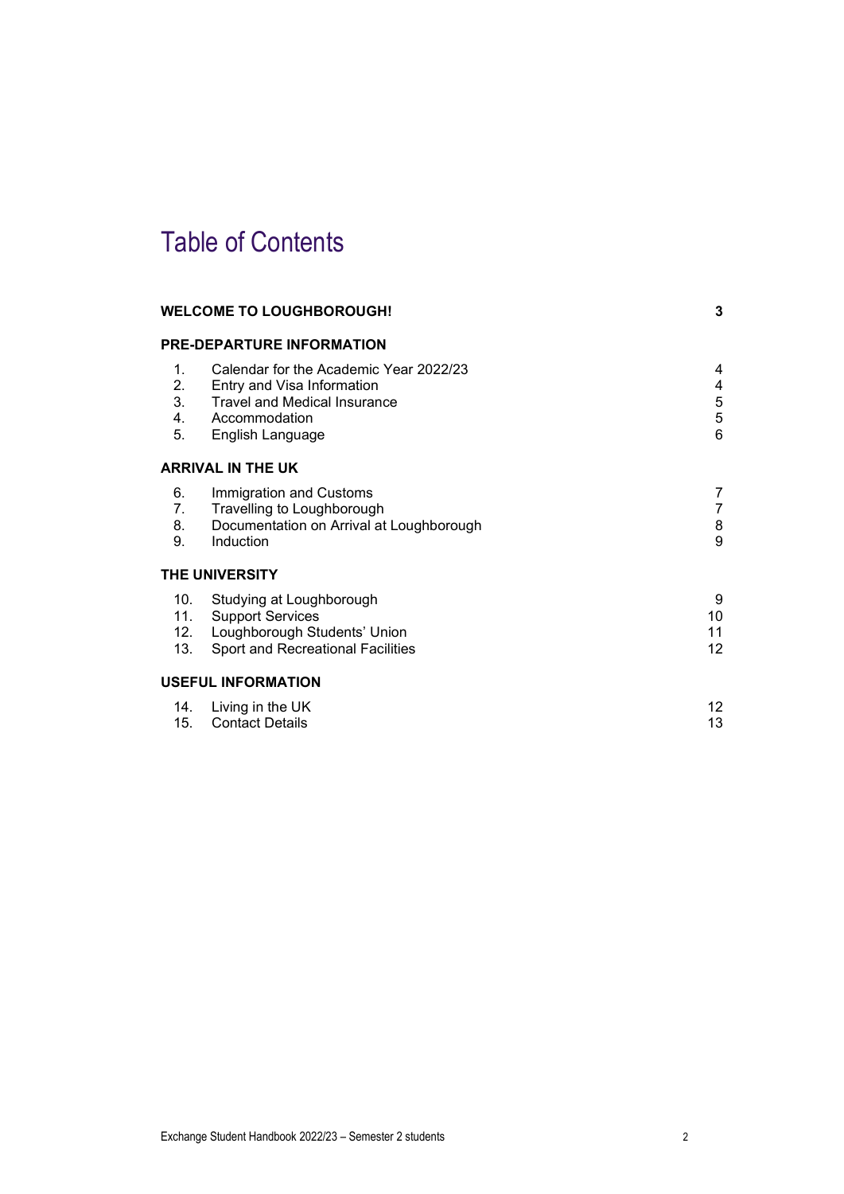# Table of Contents

| | | |
|---|---|---|
| **WELCOME TO LOUGHBOROUGH!** | | **3** |
| **PRE-DEPARTURE INFORMATION** | | |
| 1. | Calendar for the Academic Year 2022/23 | 4 |
| 2. | Entry and Visa Information | 4 |
| 3. | Travel and Medical Insurance | 5 |
| 4. | Accommodation | 5 |
| 5. | English Language | 6 |
| **ARRIVAL IN THE UK** | | |
| 6. | Immigration and Customs | 7 |
| 7. | Travelling to Loughborough | 7 |
| 8. | Documentation on Arrival at Loughborough | 8 |
| 9. | Induction | 9 |
| **THE UNIVERSITY** | | |
| 10. | Studying at Loughborough | 9 |
| 11. | Support Services | 10 |
| 12. | Loughborough Students' Union | 11 |
| 13. | Sport and Recreational Facilities | 12 |
| **USEFUL INFORMATION** | | |
| 14. | Living in the UK | 12 |
| 15. | Contact Details | 13 |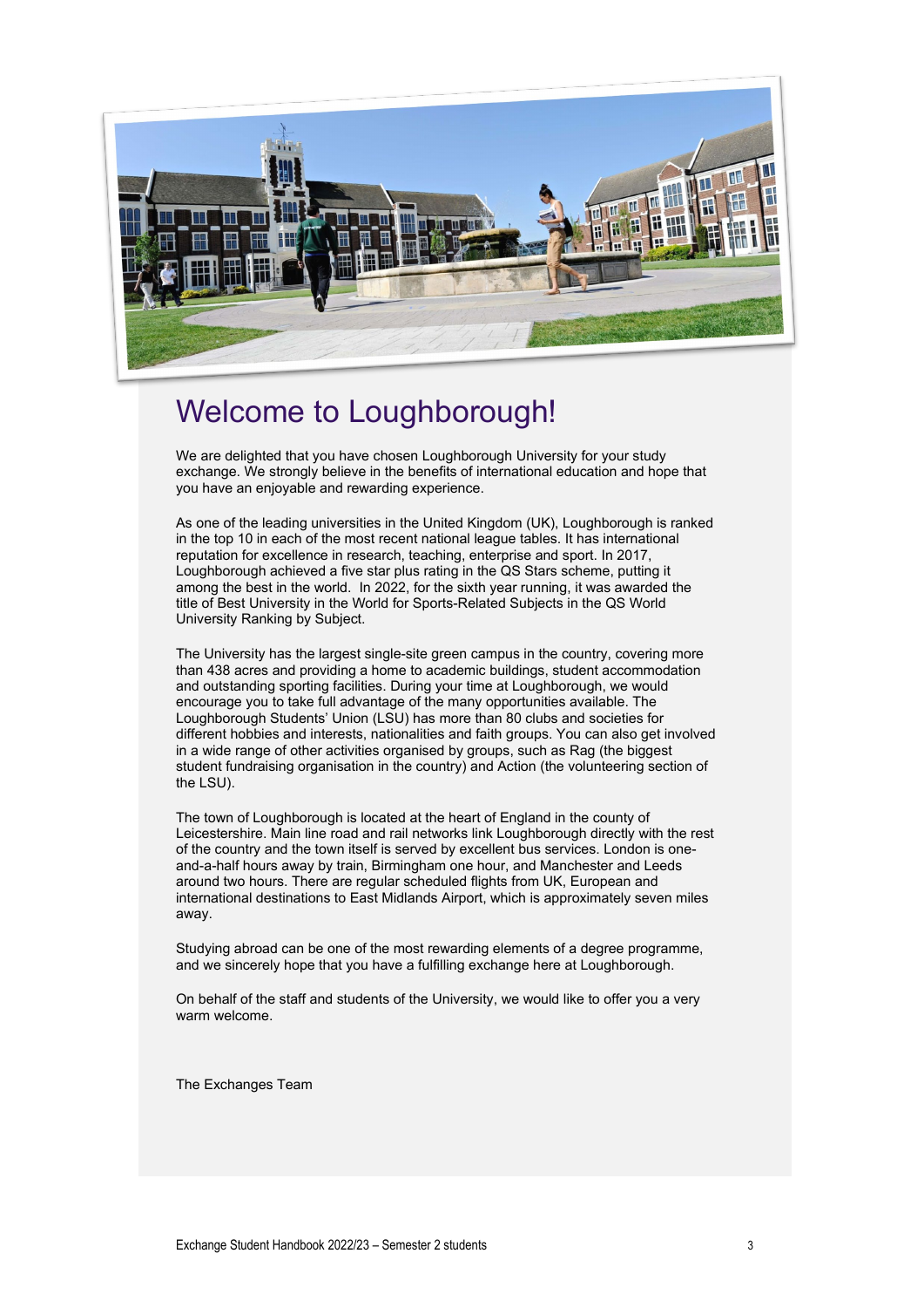# Welcome to Loughborough!

We are delighted that you have chosen Loughborough University for your study exchange. We strongly believe in the benefits of international education and hope that you have an enjoyable and rewarding experience.

As one of the leading universities in the United Kingdom (UK), Loughborough is ranked in the top 10 in each of the most recent national league tables. It has international reputation for excellence in research, teaching, enterprise and sport. In 2017, Loughborough achieved a five star plus rating in the QS Stars scheme, putting it among the best in the world. In 2022, for the sixth year running, it was awarded the title of Best University in the World for Sports-Related Subjects in the QS World University Ranking by Subject.

The University has the largest single-site green campus in the country, covering more than 438 acres and providing a home to academic buildings, student accommodation and outstanding sporting facilities. During your time at Loughborough, we would encourage you to take full advantage of the many opportunities available. The Loughborough Students' Union (LSU) has more than 80 clubs and societies for different hobbies and interests, nationalities and faith groups. You can also get involved in a wide range of other activities organised by groups, such as Rag (the biggest student fundraising organisation in the country) and Action (the volunteering section of the LSU).

The town of Loughborough is located at the heart of England in the county of Leicestershire. Main line road and rail networks link Loughborough directly with the rest of the country and the town itself is served by excellent bus services. London is one-and-a-half hours away by train, Birmingham one hour, and Manchester and Leeds around two hours. There are regular scheduled flights from UK, European and international destinations to East Midlands Airport, which is approximately seven miles away.

Studying abroad can be one of the most rewarding elements of a degree programme, and we sincerely hope that you have a fulfilling exchange here at Loughborough.

On behalf of the staff and students of the University, we would like to offer you a very warm welcome.

The Exchanges Team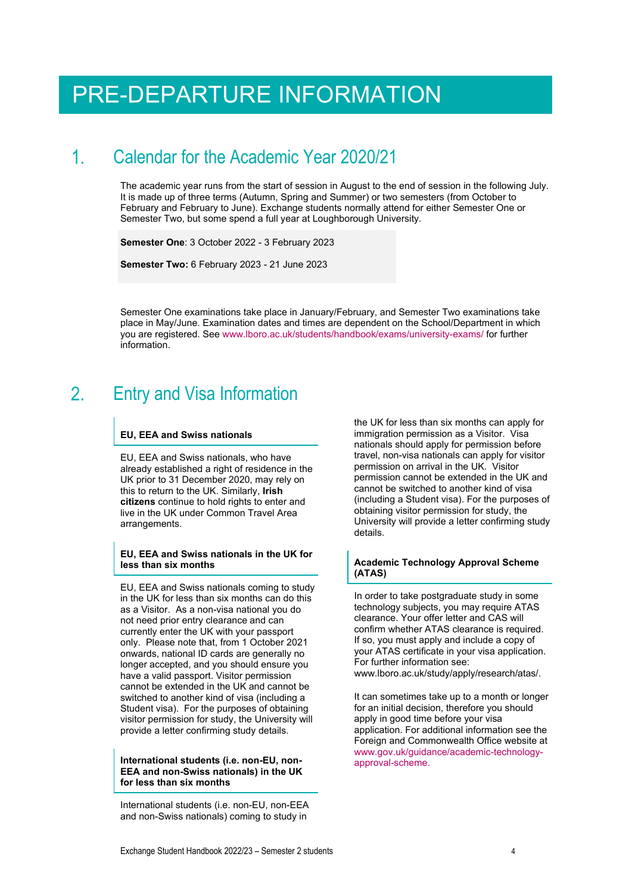# PRE-DEPARTURE INFORMATION

## 1. Calendar for the Academic Year 2020/21

The academic year runs from the start of session in August to the end of session in the following July. It is made up of three terms (Autumn, Spring and Summer) or two semesters (from October to February and February to June). Exchange students normally attend for either Semester One or Semester Two, but some spend a full year at Loughborough University.

**Semester One**: 3 October 2022 - 3 February 2023

**Semester Two:** 6 February 2023 - 21 June 2023

Semester One examinations take place in January/February, and Semester Two examinations take place in May/June. Examination dates and times are dependent on the School/Department in which you are registered. See www.lboro.ac.uk/students/handbook/exams/university-exams/ for further information.

## 2. Entry and Visa Information

### EU, EEA and Swiss nationals

EU, EEA and Swiss nationals, who have already established a right of residence in the UK prior to 31 December 2020, may rely on this to return to the UK. Similarly, **Irish citizens** continue to hold rights to enter and live in the UK under Common Travel Area arrangements.

### EU, EEA and Swiss nationals in the UK for less than six months

EU, EEA and Swiss nationals coming to study in the UK for less than six months can do this as a Visitor. As a non-visa national you do not need prior entry clearance and can currently enter the UK with your passport only. Please note that, from 1 October 2021 onwards, national ID cards are generally no longer accepted, and you should ensure you have a valid passport. Visitor permission cannot be extended in the UK and cannot be switched to another kind of visa (including a Student visa). For the purposes of obtaining visitor permission for study, the University will provide a letter confirming study details.

### International students (i.e. non-EU, non-EEA and non-Swiss nationals) in the UK for less than six months

International students (i.e. non-EU, non-EEA and non-Swiss nationals) coming to study in the UK for less than six months can apply for immigration permission as a Visitor. Visa nationals should apply for permission before travel, non-visa nationals can apply for visitor permission on arrival in the UK. Visitor permission cannot be extended in the UK and cannot be switched to another kind of visa (including a Student visa). For the purposes of obtaining visitor permission for study, the University will provide a letter confirming study details.

### Academic Technology Approval Scheme (ATAS)

In order to take postgraduate study in some technology subjects, you may require ATAS clearance. Your offer letter and CAS will confirm whether ATAS clearance is required. If so, you must apply and include a copy of your ATAS certificate in your visa application. For further information see: www.lboro.ac.uk/study/apply/research/atas/.

It can sometimes take up to a month or longer for an initial decision, therefore you should apply in good time before your visa application. For additional information see the Foreign and Commonwealth Office website at www.gov.uk/guidance/academic-technology-approval-scheme.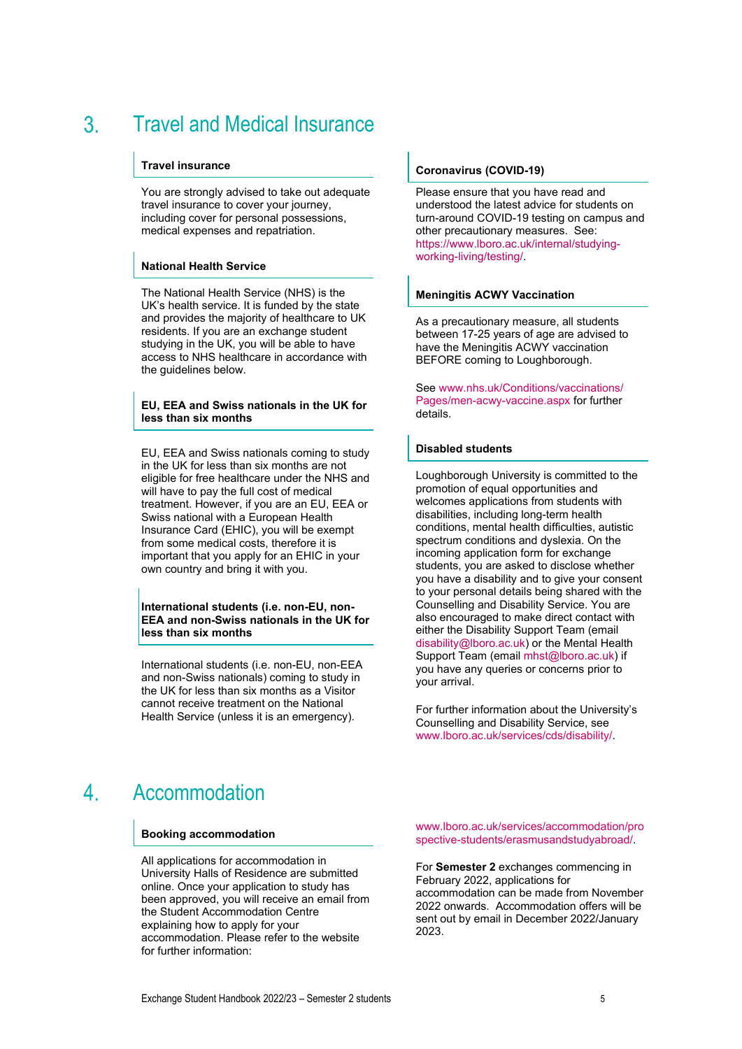# 3. Travel and Medical Insurance

### Travel insurance

You are strongly advised to take out adequate travel insurance to cover your journey, including cover for personal possessions, medical expenses and repatriation.

### National Health Service

The National Health Service (NHS) is the UK's health service. It is funded by the state and provides the majority of healthcare to UK residents. If you are an exchange student studying in the UK, you will be able to have access to NHS healthcare in accordance with the guidelines below.

### EU, EEA and Swiss nationals in the UK for less than six months

EU, EEA and Swiss nationals coming to study in the UK for less than six months are not eligible for free healthcare under the NHS and will have to pay the full cost of medical treatment. However, if you are an EU, EEA or Swiss national with a European Health Insurance Card (EHIC), you will be exempt from some medical costs, therefore it is important that you apply for an EHIC in your own country and bring it with you.

### International students (i.e. non-EU, non-EEA and non-Swiss nationals in the UK for less than six months

International students (i.e. non-EU, non-EEA and non-Swiss nationals) coming to study in the UK for less than six months as a Visitor cannot receive treatment on the National Health Service (unless it is an emergency).

### Coronavirus (COVID-19)

Please ensure that you have read and understood the latest advice for students on turn-around COVID-19 testing on campus and other precautionary measures. See: https://www.lboro.ac.uk/internal/studying-working-living/testing/.

### Meningitis ACWY Vaccination

As a precautionary measure, all students between 17-25 years of age are advised to have the Meningitis ACWY vaccination BEFORE coming to Loughborough.

See www.nhs.uk/Conditions/vaccinations/Pages/men-acwy-vaccine.aspx for further details.

### Disabled students

Loughborough University is committed to the promotion of equal opportunities and welcomes applications from students with disabilities, including long-term health conditions, mental health difficulties, autistic spectrum conditions and dyslexia. On the incoming application form for exchange students, you are asked to disclose whether you have a disability and to give your consent to your personal details being shared with the Counselling and Disability Service. You are also encouraged to make direct contact with either the Disability Support Team (email disability@lboro.ac.uk) or the Mental Health Support Team (email mhst@lboro.ac.uk) if you have any queries or concerns prior to your arrival.

For further information about the University's Counselling and Disability Service, see www.lboro.ac.uk/services/cds/disability/.

# 4. Accommodation

### Booking accommodation

All applications for accommodation in University Halls of Residence are submitted online. Once your application to study has been approved, you will receive an email from the Student Accommodation Centre explaining how to apply for your accommodation. Please refer to the website for further information:

www.lboro.ac.uk/services/accommodation/prospective-students/erasmusandstudyabroad/.

For **Semester 2** exchanges commencing in February 2022, applications for accommodation can be made from November 2022 onwards. Accommodation offers will be sent out by email in December 2022/January 2023.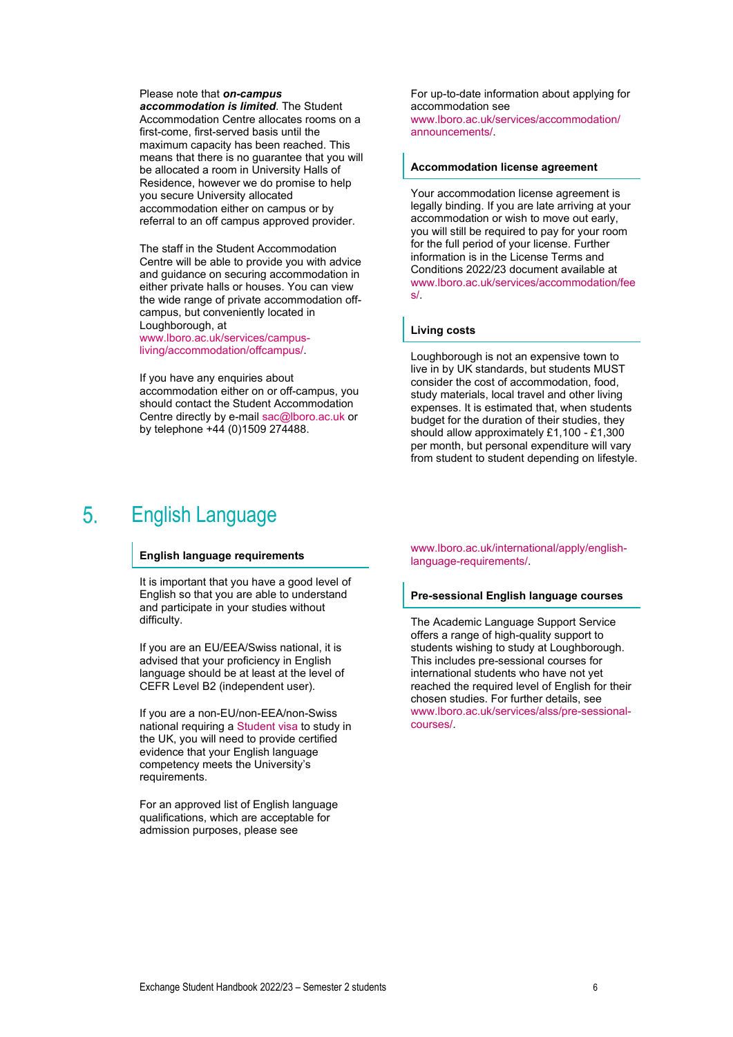Please note that ***on-campus accommodation is limited***. The Student Accommodation Centre allocates rooms on a first-come, first-served basis until the maximum capacity has been reached. This means that there is no guarantee that you will be allocated a room in University Halls of Residence, however we do promise to help you secure University allocated accommodation either on campus or by referral to an off campus approved provider.

The staff in the Student Accommodation Centre will be able to provide you with advice and guidance on securing accommodation in either private halls or houses. You can view the wide range of private accommodation off-campus, but conveniently located in Loughborough, at www.lboro.ac.uk/services/campus-living/accommodation/offcampus/.

If you have any enquiries about accommodation either on or off-campus, you should contact the Student Accommodation Centre directly by e-mail sac@lboro.ac.uk or by telephone +44 (0)1509 274488.

For up-to-date information about applying for accommodation see www.lboro.ac.uk/services/accommodation/announcements/.

### Accommodation license agreement

Your accommodation license agreement is legally binding. If you are late arriving at your accommodation or wish to move out early, you will still be required to pay for your room for the full period of your license. Further information is in the License Terms and Conditions 2022/23 document available at www.lboro.ac.uk/services/accommodation/fees/.

### Living costs

Loughborough is not an expensive town to live in by UK standards, but students MUST consider the cost of accommodation, food, study materials, local travel and other living expenses. It is estimated that, when students budget for the duration of their studies, they should allow approximately £1,100 - £1,300 per month, but personal expenditure will vary from student to student depending on lifestyle.

## 5. English Language

### English language requirements

It is important that you have a good level of English so that you are able to understand and participate in your studies without difficulty.

If you are an EU/EEA/Swiss national, it is advised that your proficiency in English language should be at least at the level of CEFR Level B2 (independent user).

If you are a non-EU/non-EEA/non-Swiss national requiring a Student visa to study in the UK, you will need to provide certified evidence that your English language competency meets the University's requirements.

For an approved list of English language qualifications, which are acceptable for admission purposes, please see www.lboro.ac.uk/international/apply/english-language-requirements/.

### Pre-sessional English language courses

The Academic Language Support Service offers a range of high-quality support to students wishing to study at Loughborough. This includes pre-sessional courses for international students who have not yet reached the required level of English for their chosen studies. For further details, see www.lboro.ac.uk/services/alss/pre-sessional-courses/.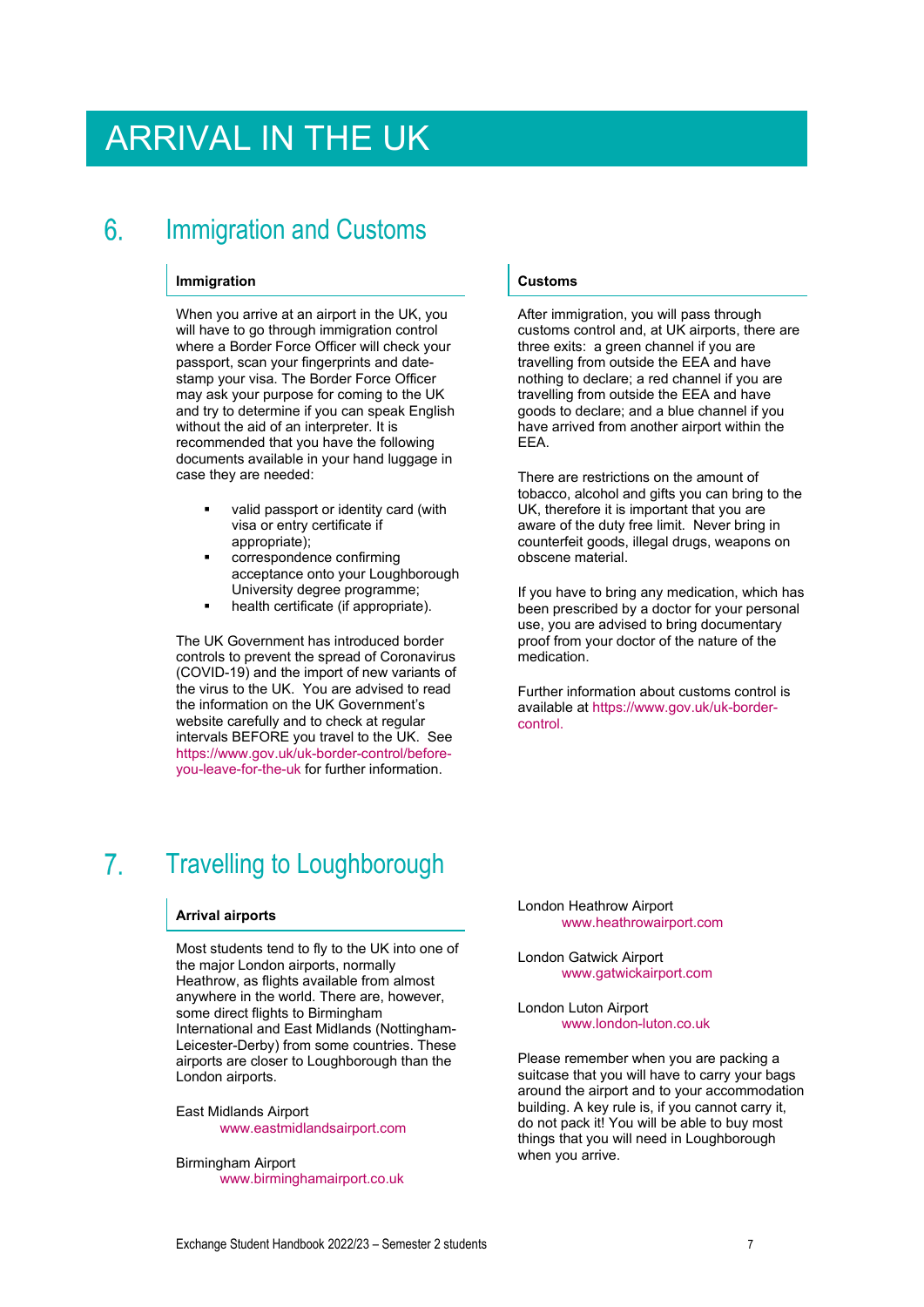# ARRIVAL IN THE UK

## 6. Immigration and Customs

### Immigration

When you arrive at an airport in the UK, you will have to go through immigration control where a Border Force Officer will check your passport, scan your fingerprints and date-stamp your visa. The Border Force Officer may ask your purpose for coming to the UK and try to determine if you can speak English without the aid of an interpreter. It is recommended that you have the following documents available in your hand luggage in case they are needed:

- valid passport or identity card (with visa or entry certificate if appropriate);
- correspondence confirming acceptance onto your Loughborough University degree programme;
- health certificate (if appropriate).

The UK Government has introduced border controls to prevent the spread of Coronavirus (COVID-19) and the import of new variants of the virus to the UK. You are advised to read the information on the UK Government's website carefully and to check at regular intervals BEFORE you travel to the UK. See https://www.gov.uk/uk-border-control/before-you-leave-for-the-uk for further information.

### Customs

After immigration, you will pass through customs control and, at UK airports, there are three exits: a green channel if you are travelling from outside the EEA and have nothing to declare; a red channel if you are travelling from outside the EEA and have goods to declare; and a blue channel if you have arrived from another airport within the EEA.

There are restrictions on the amount of tobacco, alcohol and gifts you can bring to the UK, therefore it is important that you are aware of the duty free limit. Never bring in counterfeit goods, illegal drugs, weapons on obscene material.

If you have to bring any medication, which has been prescribed by a doctor for your personal use, you are advised to bring documentary proof from your doctor of the nature of the medication.

Further information about customs control is available at https://www.gov.uk/uk-border-control.

## 7. Travelling to Loughborough

### Arrival airports

Most students tend to fly to the UK into one of the major London airports, normally Heathrow, as flights available from almost anywhere in the world. There are, however, some direct flights to Birmingham International and East Midlands (Nottingham-Leicester-Derby) from some countries. These airports are closer to Loughborough than the London airports.

East Midlands Airport
www.eastmidlandsairport.com

Birmingham Airport
www.birminghamairport.co.uk

London Heathrow Airport
www.heathrowairport.com

London Gatwick Airport
www.gatwickairport.com

London Luton Airport
www.london-luton.co.uk

Please remember when you are packing a suitcase that you will have to carry your bags around the airport and to your accommodation building. A key rule is, if you cannot carry it, do not pack it! You will be able to buy most things that you will need in Loughborough when you arrive.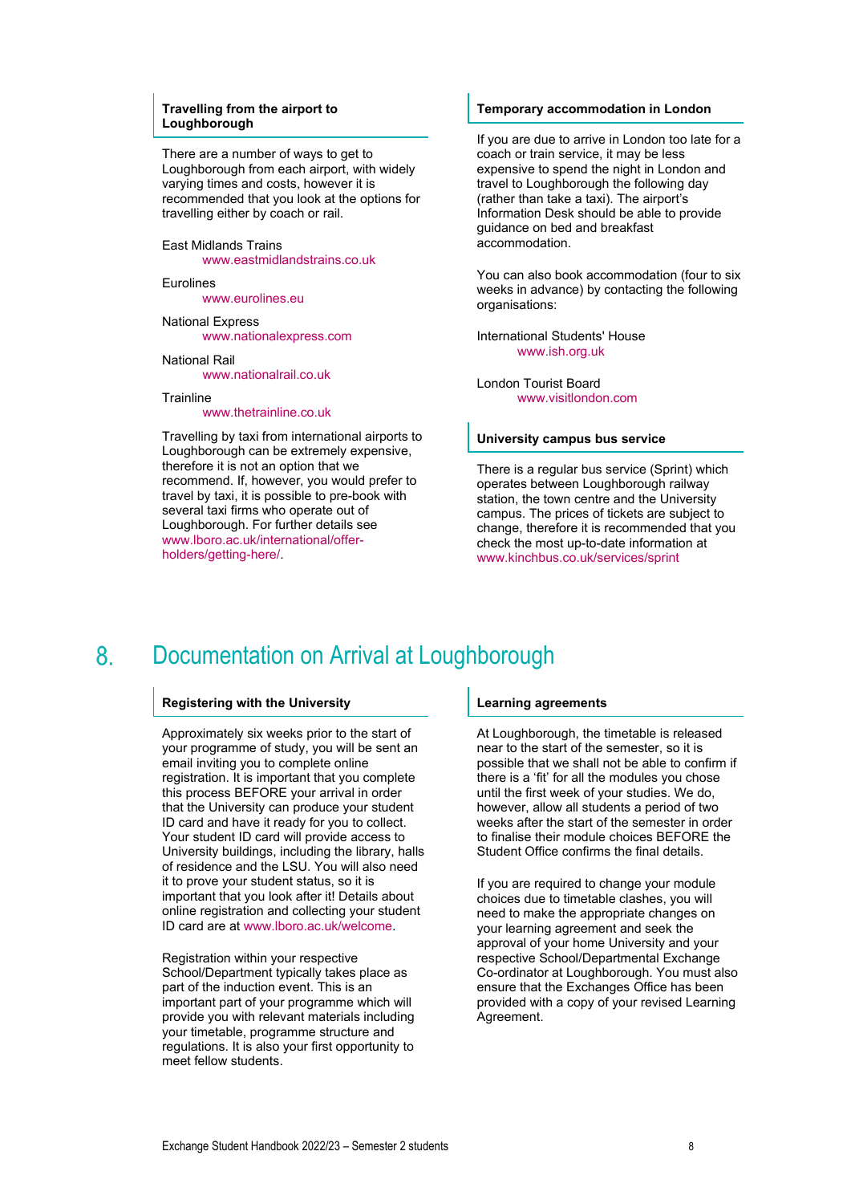### Travelling from the airport to Loughborough

There are a number of ways to get to Loughborough from each airport, with widely varying times and costs, however it is recommended that you look at the options for travelling either by coach or rail.

East Midlands Trains
www.eastmidlandstrains.co.uk

Eurolines
www.eurolines.eu

National Express
www.nationalexpress.com

National Rail
www.nationalrail.co.uk

Trainline
www.thetrainline.co.uk

Travelling by taxi from international airports to Loughborough can be extremely expensive, therefore it is not an option that we recommend. If, however, you would prefer to travel by taxi, it is possible to pre-book with several taxi firms who operate out of Loughborough. For further details see www.lboro.ac.uk/international/offer-holders/getting-here/.

### Temporary accommodation in London

If you are due to arrive in London too late for a coach or train service, it may be less expensive to spend the night in London and travel to Loughborough the following day (rather than take a taxi). The airport's Information Desk should be able to provide guidance on bed and breakfast accommodation.

You can also book accommodation (four to six weeks in advance) by contacting the following organisations:

International Students' House
www.ish.org.uk

London Tourist Board
www.visitlondon.com

### University campus bus service

There is a regular bus service (Sprint) which operates between Loughborough railway station, the town centre and the University campus. The prices of tickets are subject to change, therefore it is recommended that you check the most up-to-date information at www.kinchbus.co.uk/services/sprint

# 8. Documentation on Arrival at Loughborough

### Registering with the University

Approximately six weeks prior to the start of your programme of study, you will be sent an email inviting you to complete online registration. It is important that you complete this process BEFORE your arrival in order that the University can produce your student ID card and have it ready for you to collect. Your student ID card will provide access to University buildings, including the library, halls of residence and the LSU. You will also need it to prove your student status, so it is important that you look after it! Details about online registration and collecting your student ID card are at www.lboro.ac.uk/welcome.

Registration within your respective School/Department typically takes place as part of the induction event. This is an important part of your programme which will provide you with relevant materials including your timetable, programme structure and regulations. It is also your first opportunity to meet fellow students.

### Learning agreements

At Loughborough, the timetable is released near to the start of the semester, so it is possible that we shall not be able to confirm if there is a 'fit' for all the modules you chose until the first week of your studies. We do, however, allow all students a period of two weeks after the start of the semester in order to finalise their module choices BEFORE the Student Office confirms the final details.

If you are required to change your module choices due to timetable clashes, you will need to make the appropriate changes on your learning agreement and seek the approval of your home University and your respective School/Departmental Exchange Co-ordinator at Loughborough. You must also ensure that the Exchanges Office has been provided with a copy of your revised Learning Agreement.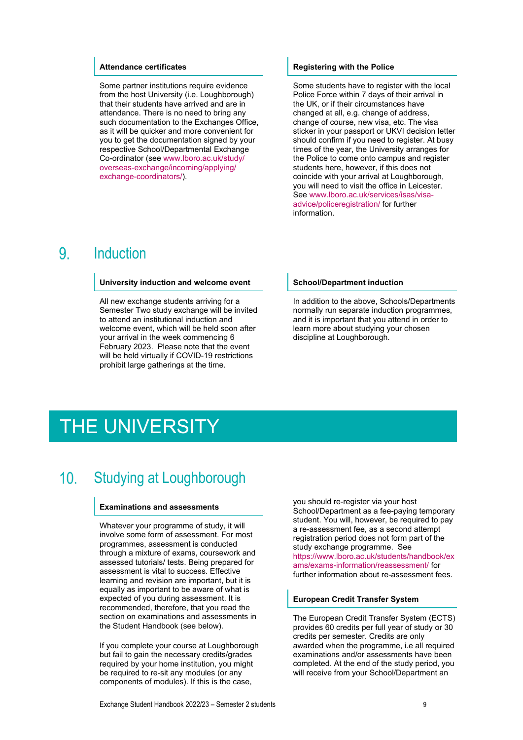### Attendance certificates

Some partner institutions require evidence from the host University (i.e. Loughborough) that their students have arrived and are in attendance. There is no need to bring any such documentation to the Exchanges Office, as it will be quicker and more convenient for you to get the documentation signed by your respective School/Departmental Exchange Co-ordinator (see www.lboro.ac.uk/study/overseas-exchange/incoming/applying/exchange-coordinators/).

### Registering with the Police

Some students have to register with the local Police Force within 7 days of their arrival in the UK, or if their circumstances have changed at all, e.g. change of address, change of course, new visa, etc. The visa sticker in your passport or UKVI decision letter should confirm if you need to register. At busy times of the year, the University arranges for the Police to come onto campus and register students here, however, if this does not coincide with your arrival at Loughborough, you will need to visit the office in Leicester. See www.lboro.ac.uk/services/isas/visa-advice/policeregistration/ for further information.

## 9. Induction

### University induction and welcome event

All new exchange students arriving for a Semester Two study exchange will be invited to attend an institutional induction and welcome event, which will be held soon after your arrival in the week commencing 6 February 2023. Please note that the event will be held virtually if COVID-19 restrictions prohibit large gatherings at the time.

### School/Department induction

In addition to the above, Schools/Departments normally run separate induction programmes, and it is important that you attend in order to learn more about studying your chosen discipline at Loughborough.

# THE UNIVERSITY

## 10. Studying at Loughborough

### Examinations and assessments

Whatever your programme of study, it will involve some form of assessment. For most programmes, assessment is conducted through a mixture of exams, coursework and assessed tutorials/ tests. Being prepared for assessment is vital to success. Effective learning and revision are important, but it is equally as important to be aware of what is expected of you during assessment. It is recommended, therefore, that you read the section on examinations and assessments in the Student Handbook (see below).

If you complete your course at Loughborough but fail to gain the necessary credits/grades required by your home institution, you might be required to re-sit any modules (or any components of modules). If this is the case, you should re-register via your host School/Department as a fee-paying temporary student. You will, however, be required to pay a re-assessment fee, as a second attempt registration period does not form part of the study exchange programme. See https://www.lboro.ac.uk/students/handbook/exams/exams-information/reassessment/ for further information about re-assessment fees.

### European Credit Transfer System

The European Credit Transfer System (ECTS) provides 60 credits per full year of study or 30 credits per semester. Credits are only awarded when the programme, i.e all required examinations and/or assessments have been completed. At the end of the study period, you will receive from your School/Department an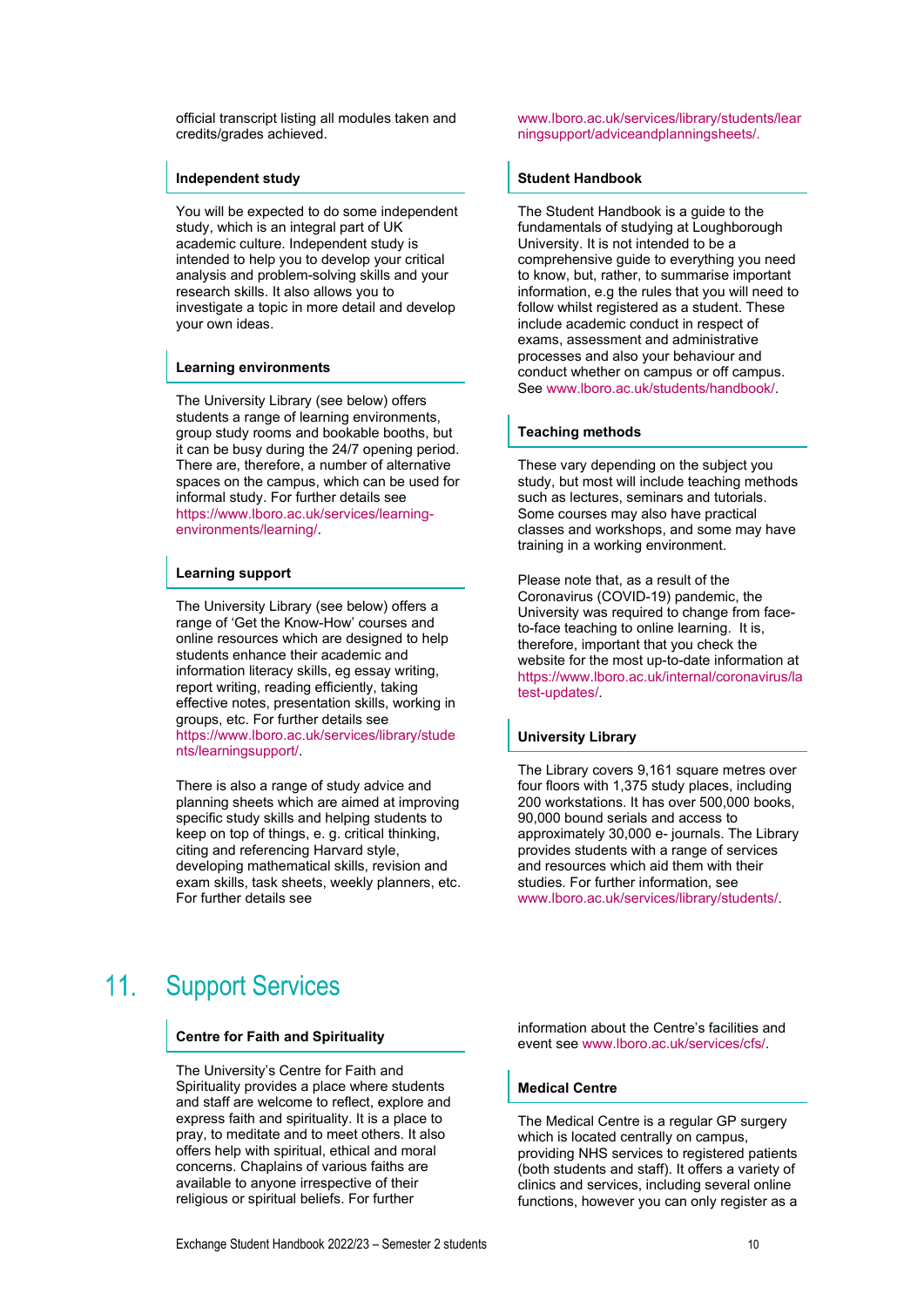official transcript listing all modules taken and credits/grades achieved.

### Independent study

You will be expected to do some independent study, which is an integral part of UK academic culture. Independent study is intended to help you to develop your critical analysis and problem-solving skills and your research skills. It also allows you to investigate a topic in more detail and develop your own ideas.

### Learning environments

The University Library (see below) offers students a range of learning environments, group study rooms and bookable booths, but it can be busy during the 24/7 opening period. There are, therefore, a number of alternative spaces on the campus, which can be used for informal study. For further details see https://www.lboro.ac.uk/services/learning-environments/learning/.

### Learning support

The University Library (see below) offers a range of 'Get the Know-How' courses and online resources which are designed to help students enhance their academic and information literacy skills, eg essay writing, report writing, reading efficiently, taking effective notes, presentation skills, working in groups, etc. For further details see https://www.lboro.ac.uk/services/library/students/learningsupport/.

There is also a range of study advice and planning sheets which are aimed at improving specific study skills and helping students to keep on top of things, e. g. critical thinking, citing and referencing Harvard style, developing mathematical skills, revision and exam skills, task sheets, weekly planners, etc. For further details see www.lboro.ac.uk/services/library/students/learningsupport/adviceandplanningsheets/.

### Student Handbook

The Student Handbook is a guide to the fundamentals of studying at Loughborough University. It is not intended to be a comprehensive guide to everything you need to know, but, rather, to summarise important information, e.g the rules that you will need to follow whilst registered as a student. These include academic conduct in respect of exams, assessment and administrative processes and also your behaviour and conduct whether on campus or off campus. See www.lboro.ac.uk/students/handbook/.

### Teaching methods

These vary depending on the subject you study, but most will include teaching methods such as lectures, seminars and tutorials. Some courses may also have practical classes and workshops, and some may have training in a working environment.

Please note that, as a result of the Coronavirus (COVID-19) pandemic, the University was required to change from face-to-face teaching to online learning. It is, therefore, important that you check the website for the most up-to-date information at https://www.lboro.ac.uk/internal/coronavirus/latest-updates/.

### University Library

The Library covers 9,161 square metres over four floors with 1,375 study places, including 200 workstations. It has over 500,000 books, 90,000 bound serials and access to approximately 30,000 e- journals. The Library provides students with a range of services and resources which aid them with their studies. For further information, see www.lboro.ac.uk/services/library/students/.

# 11. Support Services

### Centre for Faith and Spirituality

The University's Centre for Faith and Spirituality provides a place where students and staff are welcome to reflect, explore and express faith and spirituality. It is a place to pray, to meditate and to meet others. It also offers help with spiritual, ethical and moral concerns. Chaplains of various faiths are available to anyone irrespective of their religious or spiritual beliefs. For further information about the Centre's facilities and event see www.lboro.ac.uk/services/cfs/.

### Medical Centre

The Medical Centre is a regular GP surgery which is located centrally on campus, providing NHS services to registered patients (both students and staff). It offers a variety of clinics and services, including several online functions, however you can only register as a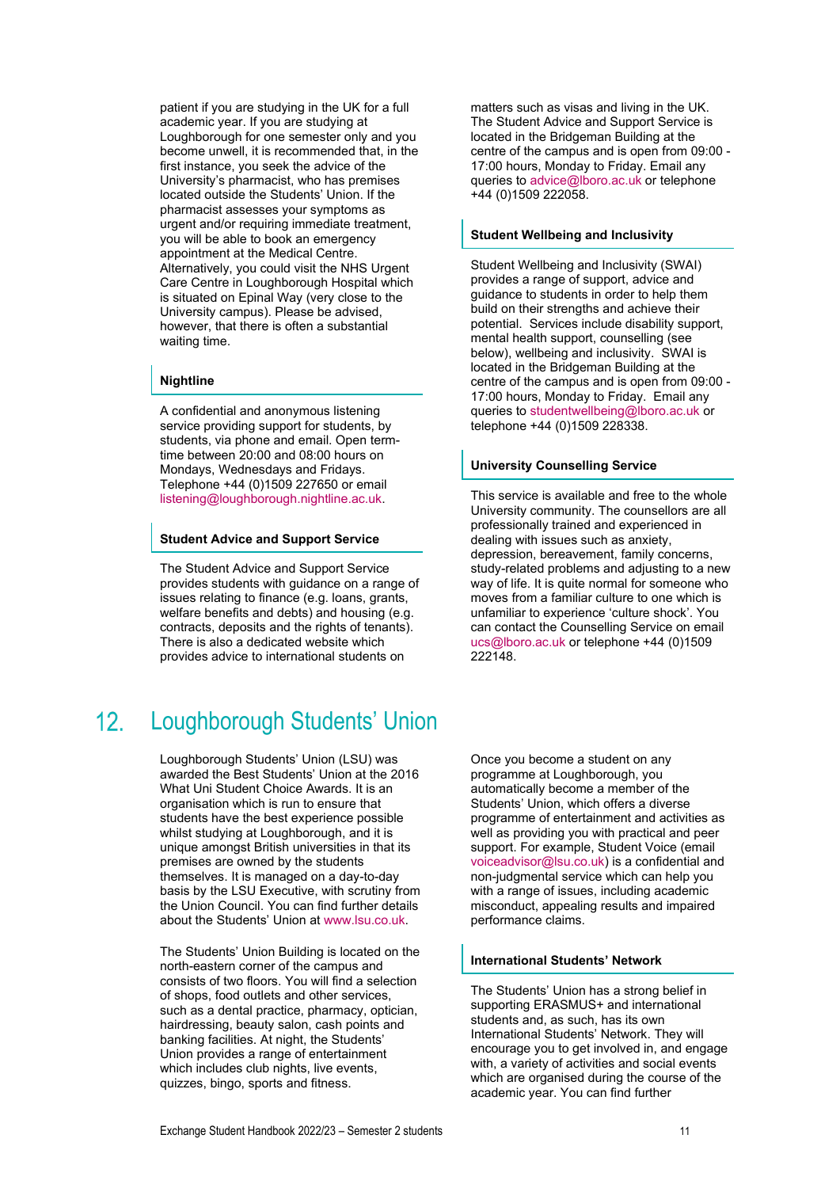patient if you are studying in the UK for a full academic year. If you are studying at Loughborough for one semester only and you become unwell, it is recommended that, in the first instance, you seek the advice of the University's pharmacist, who has premises located outside the Students' Union. If the pharmacist assesses your symptoms as urgent and/or requiring immediate treatment, you will be able to book an emergency appointment at the Medical Centre. Alternatively, you could visit the NHS Urgent Care Centre in Loughborough Hospital which is situated on Epinal Way (very close to the University campus). Please be advised, however, that there is often a substantial waiting time.

### Nightline

A confidential and anonymous listening service providing support for students, by students, via phone and email. Open term-time between 20:00 and 08:00 hours on Mondays, Wednesdays and Fridays. Telephone +44 (0)1509 227650 or email listening@loughborough.nightline.ac.uk.

### Student Advice and Support Service

The Student Advice and Support Service provides students with guidance on a range of issues relating to finance (e.g. loans, grants, welfare benefits and debts) and housing (e.g. contracts, deposits and the rights of tenants). There is also a dedicated website which provides advice to international students on matters such as visas and living in the UK. The Student Advice and Support Service is located in the Bridgeman Building at the centre of the campus and is open from 09:00 - 17:00 hours, Monday to Friday. Email any queries to advice@lboro.ac.uk or telephone +44 (0)1509 222058.

### Student Wellbeing and Inclusivity

Student Wellbeing and Inclusivity (SWAI) provides a range of support, advice and guidance to students in order to help them build on their strengths and achieve their potential. Services include disability support, mental health support, counselling (see below), wellbeing and inclusivity. SWAI is located in the Bridgeman Building at the centre of the campus and is open from 09:00 - 17:00 hours, Monday to Friday. Email any queries to studentwellbeing@lboro.ac.uk or telephone +44 (0)1509 228338.

### University Counselling Service

This service is available and free to the whole University community. The counsellors are all professionally trained and experienced in dealing with issues such as anxiety, depression, bereavement, family concerns, study-related problems and adjusting to a new way of life. It is quite normal for someone who moves from a familiar culture to one which is unfamiliar to experience 'culture shock'. You can contact the Counselling Service on email ucs@lboro.ac.uk or telephone +44 (0)1509 222148.

## 12. Loughborough Students' Union

Loughborough Students' Union (LSU) was awarded the Best Students' Union at the 2016 What Uni Student Choice Awards. It is an organisation which is run to ensure that students have the best experience possible whilst studying at Loughborough, and it is unique amongst British universities in that its premises are owned by the students themselves. It is managed on a day-to-day basis by the LSU Executive, with scrutiny from the Union Council. You can find further details about the Students' Union at www.lsu.co.uk.

The Students' Union Building is located on the north-eastern corner of the campus and consists of two floors. You will find a selection of shops, food outlets and other services, such as a dental practice, pharmacy, optician, hairdressing, beauty salon, cash points and banking facilities. At night, the Students' Union provides a range of entertainment which includes club nights, live events, quizzes, bingo, sports and fitness.

Once you become a student on any programme at Loughborough, you automatically become a member of the Students' Union, which offers a diverse programme of entertainment and activities as well as providing you with practical and peer support. For example, Student Voice (email voiceadvisor@lsu.co.uk) is a confidential and non-judgmental service which can help you with a range of issues, including academic misconduct, appealing results and impaired performance claims.

### International Students' Network

The Students' Union has a strong belief in supporting ERASMUS+ and international students and, as such, has its own International Students' Network. They will encourage you to get involved in, and engage with, a variety of activities and social events which are organised during the course of the academic year. You can find further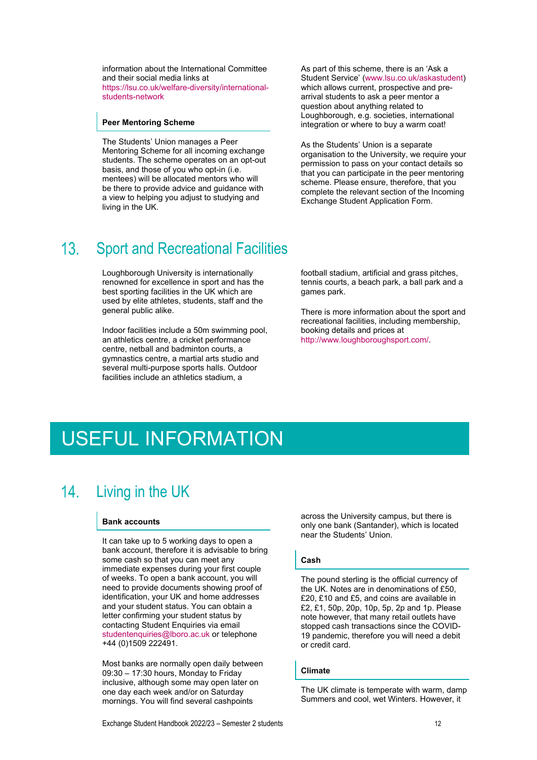information about the International Committee and their social media links at https://lsu.co.uk/welfare-diversity/international-students-network

### Peer Mentoring Scheme

The Students' Union manages a Peer Mentoring Scheme for all incoming exchange students. The scheme operates on an opt-out basis, and those of you who opt-in (i.e. mentees) will be allocated mentors who will be there to provide advice and guidance with a view to helping you adjust to studying and living in the UK.

As part of this scheme, there is an 'Ask a Student Service' (www.lsu.co.uk/askastudent) which allows current, prospective and pre-arrival students to ask a peer mentor a question about anything related to Loughborough, e.g. societies, international integration or where to buy a warm coat!

As the Students' Union is a separate organisation to the University, we require your permission to pass on your contact details so that you can participate in the peer mentoring scheme. Please ensure, therefore, that you complete the relevant section of the Incoming Exchange Student Application Form.

## 13. Sport and Recreational Facilities

Loughborough University is internationally renowned for excellence in sport and has the best sporting facilities in the UK which are used by elite athletes, students, staff and the general public alike.

Indoor facilities include a 50m swimming pool, an athletics centre, a cricket performance centre, netball and badminton courts, a gymnastics centre, a martial arts studio and several multi-purpose sports halls. Outdoor facilities include an athletics stadium, a football stadium, artificial and grass pitches, tennis courts, a beach park, a ball park and a games park.

There is more information about the sport and recreational facilities, including membership, booking details and prices at http://www.loughboroughsport.com/.

# USEFUL INFORMATION

## 14. Living in the UK

### Bank accounts

It can take up to 5 working days to open a bank account, therefore it is advisable to bring some cash so that you can meet any immediate expenses during your first couple of weeks. To open a bank account, you will need to provide documents showing proof of identification, your UK and home addresses and your student status. You can obtain a letter confirming your student status by contacting Student Enquiries via email studentenquiries@lboro.ac.uk or telephone +44 (0)1509 222491.

Most banks are normally open daily between 09:30 – 17:30 hours, Monday to Friday inclusive, although some may open later on one day each week and/or on Saturday mornings. You will find several cashpoints across the University campus, but there is only one bank (Santander), which is located near the Students' Union.

### Cash

The pound sterling is the official currency of the UK. Notes are in denominations of £50, £20, £10 and £5, and coins are available in £2, £1, 50p, 20p, 10p, 5p, 2p and 1p. Please note however, that many retail outlets have stopped cash transactions since the COVID-19 pandemic, therefore you will need a debit or credit card.

### Climate

The UK climate is temperate with warm, damp Summers and cool, wet Winters. However, it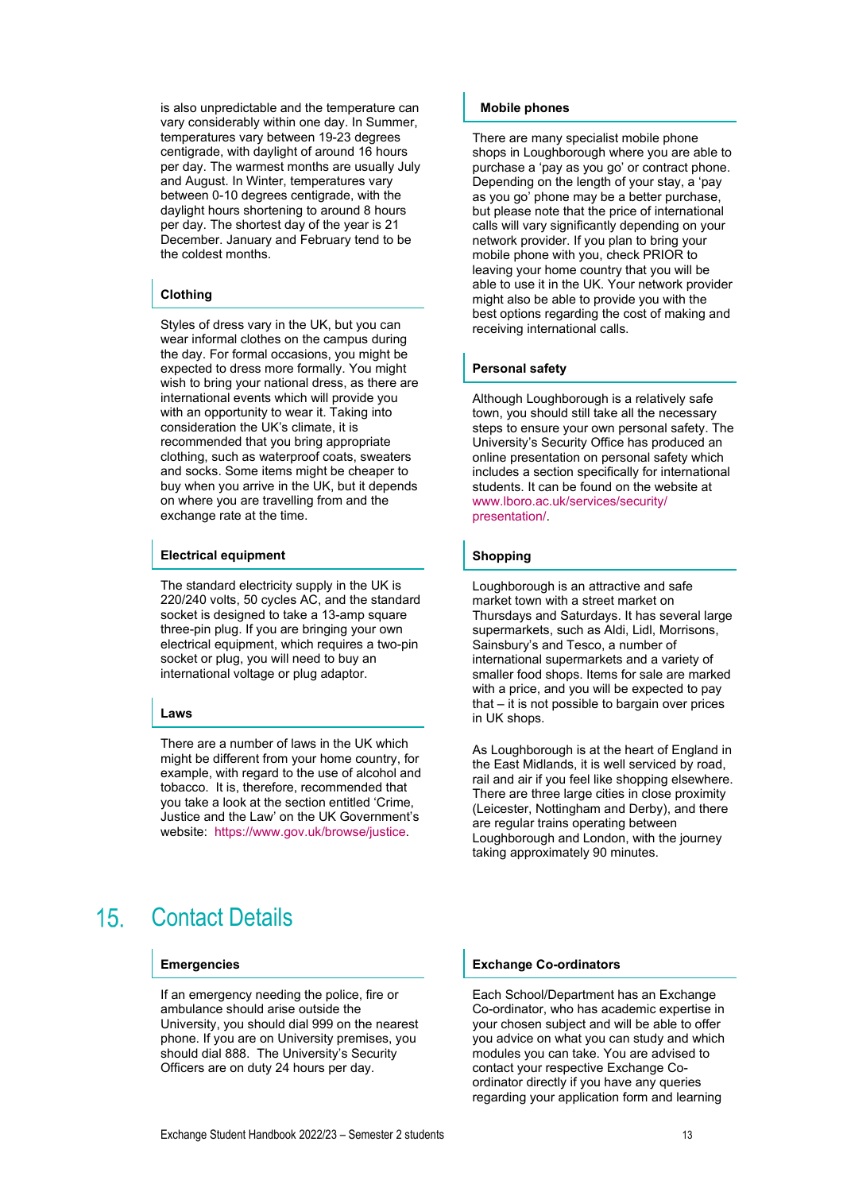is also unpredictable and the temperature can vary considerably within one day. In Summer, temperatures vary between 19-23 degrees centigrade, with daylight of around 16 hours per day. The warmest months are usually July and August. In Winter, temperatures vary between 0-10 degrees centigrade, with the daylight hours shortening to around 8 hours per day. The shortest day of the year is 21 December. January and February tend to be the coldest months.

### Clothing

Styles of dress vary in the UK, but you can wear informal clothes on the campus during the day. For formal occasions, you might be expected to dress more formally. You might wish to bring your national dress, as there are international events which will provide you with an opportunity to wear it. Taking into consideration the UK's climate, it is recommended that you bring appropriate clothing, such as waterproof coats, sweaters and socks. Some items might be cheaper to buy when you arrive in the UK, but it depends on where you are travelling from and the exchange rate at the time.

### Electrical equipment

The standard electricity supply in the UK is 220/240 volts, 50 cycles AC, and the standard socket is designed to take a 13-amp square three-pin plug. If you are bringing your own electrical equipment, which requires a two-pin socket or plug, you will need to buy an international voltage or plug adaptor.

### Laws

There are a number of laws in the UK which might be different from your home country, for example, with regard to the use of alcohol and tobacco. It is, therefore, recommended that you take a look at the section entitled 'Crime, Justice and the Law' on the UK Government's website: https://www.gov.uk/browse/justice.

### Mobile phones

There are many specialist mobile phone shops in Loughborough where you are able to purchase a 'pay as you go' or contract phone. Depending on the length of your stay, a 'pay as you go' phone may be a better purchase, but please note that the price of international calls will vary significantly depending on your network provider. If you plan to bring your mobile phone with you, check PRIOR to leaving your home country that you will be able to use it in the UK. Your network provider might also be able to provide you with the best options regarding the cost of making and receiving international calls.

### Personal safety

Although Loughborough is a relatively safe town, you should still take all the necessary steps to ensure your own personal safety. The University's Security Office has produced an online presentation on personal safety which includes a section specifically for international students. It can be found on the website at www.lboro.ac.uk/services/security/presentation/.

### Shopping

Loughborough is an attractive and safe market town with a street market on Thursdays and Saturdays. It has several large supermarkets, such as Aldi, Lidl, Morrisons, Sainsbury's and Tesco, a number of international supermarkets and a variety of smaller food shops. Items for sale are marked with a price, and you will be expected to pay that – it is not possible to bargain over prices in UK shops.

As Loughborough is at the heart of England in the East Midlands, it is well serviced by road, rail and air if you feel like shopping elsewhere. There are three large cities in close proximity (Leicester, Nottingham and Derby), and there are regular trains operating between Loughborough and London, with the journey taking approximately 90 minutes.

## 15. Contact Details

### Emergencies

If an emergency needing the police, fire or ambulance should arise outside the University, you should dial 999 on the nearest phone. If you are on University premises, you should dial 888. The University's Security Officers are on duty 24 hours per day.

### Exchange Co-ordinators

Each School/Department has an Exchange Co-ordinator, who has academic expertise in your chosen subject and will be able to offer you advice on what you can study and which modules you can take. You are advised to contact your respective Exchange Co-ordinator directly if you have any queries regarding your application form and learning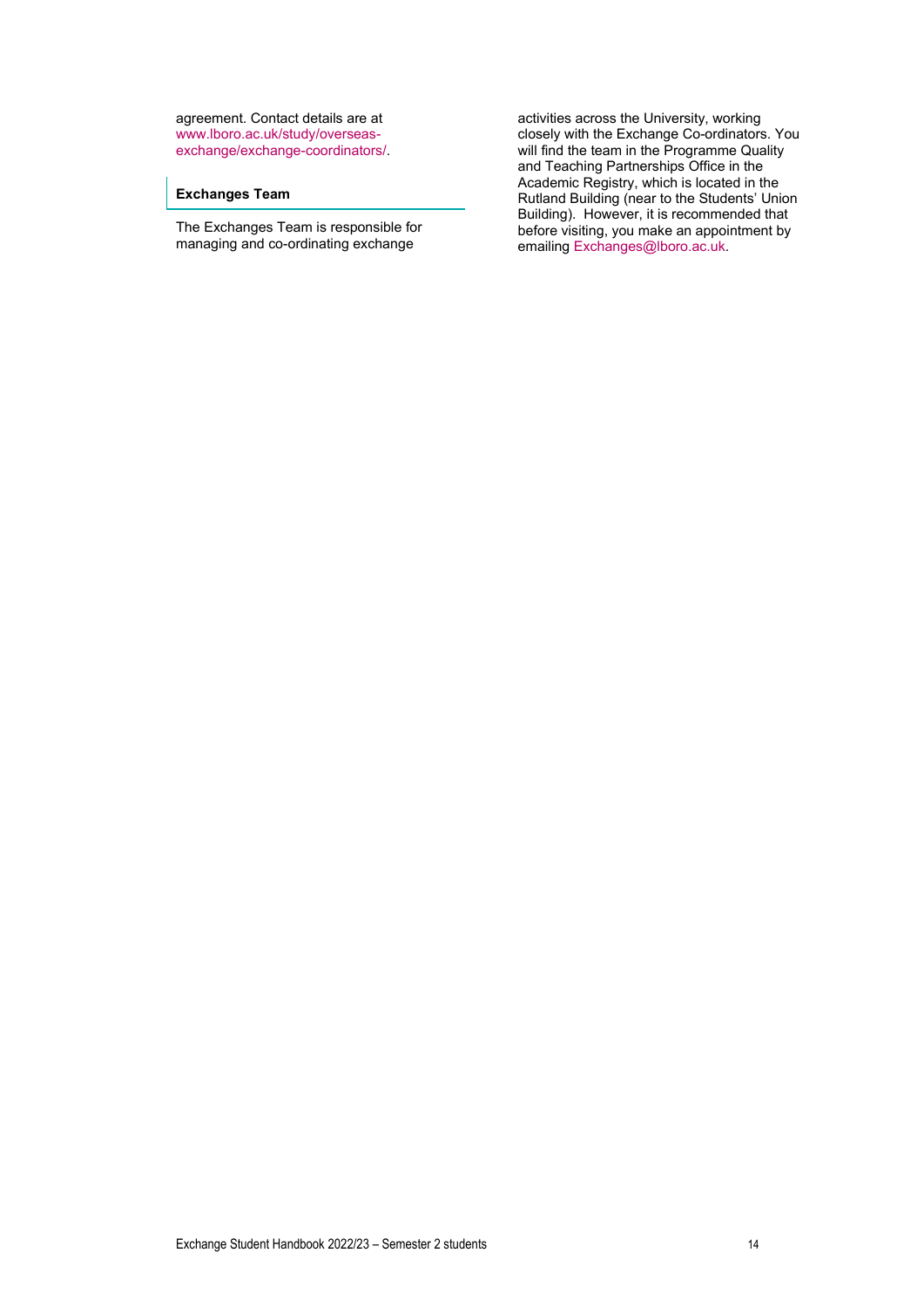agreement. Contact details are at www.lboro.ac.uk/study/overseas-exchange/exchange-coordinators/.

### Exchanges Team

The Exchanges Team is responsible for managing and co-ordinating exchange activities across the University, working closely with the Exchange Co-ordinators. You will find the team in the Programme Quality and Teaching Partnerships Office in the Academic Registry, which is located in the Rutland Building (near to the Students' Union Building). However, it is recommended that before visiting, you make an appointment by emailing Exchanges@lboro.ac.uk.